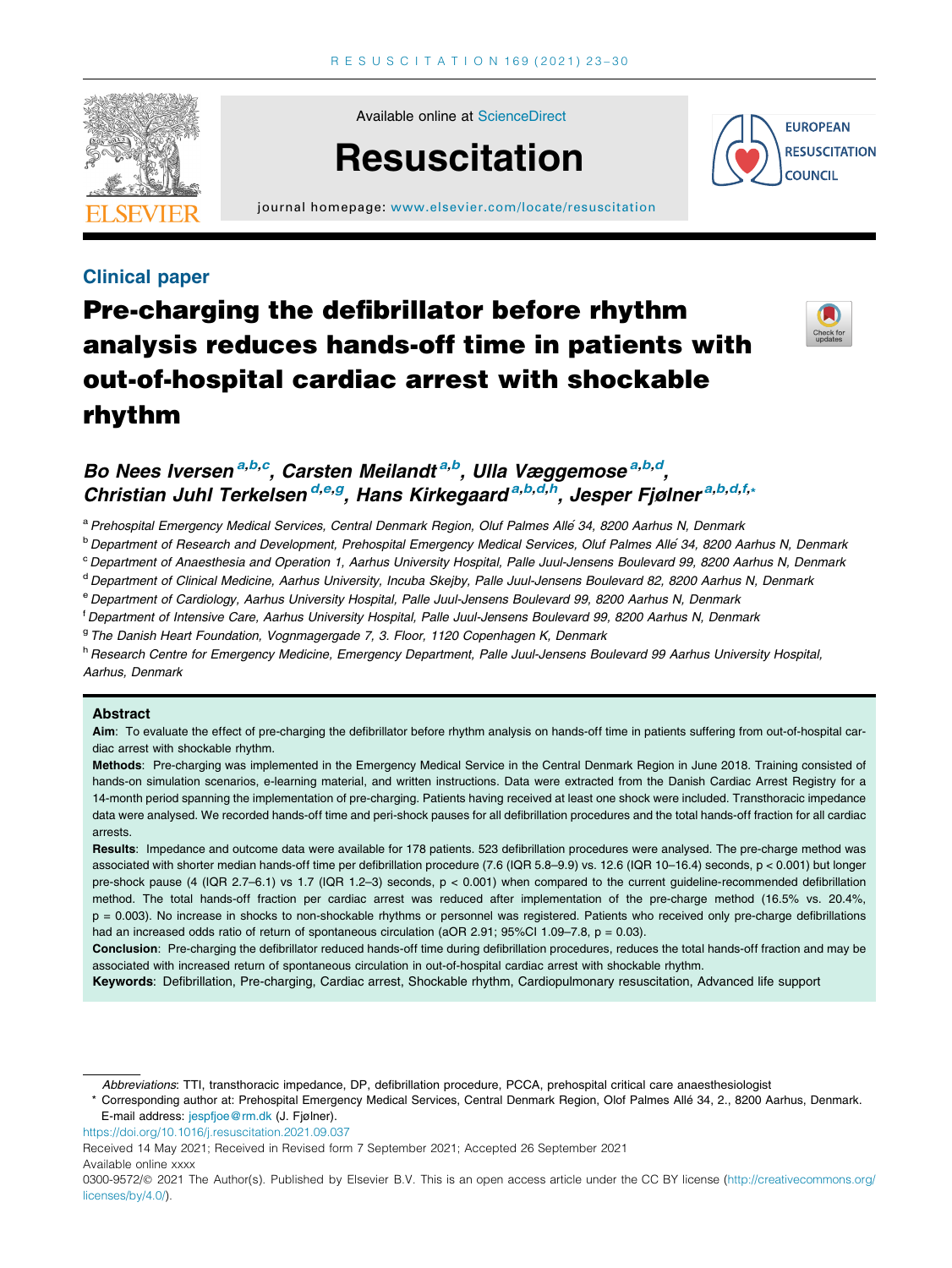Clinical paper

# Pre-charging the defibrillator before rhythm analysis reduces hands-off time in patients with out-of-hospital cardiac arrest with shockable rhythm

**Bo Nees Iversen**[a,b,c], **Carsten Meilandt**[a,b], **Ulla Væggemose**[a,b,d], **Christian Juhl Terkelsen**[d,e,g], **Hans Kirkegaard**[a,b,d,h], **Jesper Fjølner**[a,b,d,f,*]

[a] Prehospital Emergency Medical Services, Central Denmark Region, Oluf Palmes Allé 34, 8200 Aarhus N, Denmark
[b] Department of Research and Development, Prehospital Emergency Medical Services, Oluf Palmes Allé 34, 8200 Aarhus N, Denmark
[c] Department of Anaesthesia and Operation 1, Aarhus University Hospital, Palle Juul-Jensens Boulevard 99, 8200 Aarhus N, Denmark
[d] Department of Clinical Medicine, Aarhus University, Incuba Skejby, Palle Juul-Jensens Boulevard 82, 8200 Aarhus N, Denmark
[e] Department of Cardiology, Aarhus University Hospital, Palle Juul-Jensens Boulevard 99, 8200 Aarhus N, Denmark
[f] Department of Intensive Care, Aarhus University Hospital, Palle Juul-Jensens Boulevard 99, 8200 Aarhus N, Denmark
[g] The Danish Heart Foundation, Vognmagergade 7, 3. Floor, 1120 Copenhagen K, Denmark
[h] Research Centre for Emergency Medicine, Emergency Department, Palle Juul-Jensens Boulevard 99 Aarhus University Hospital, Aarhus, Denmark

## Abstract

**Aim**: To evaluate the effect of pre-charging the defibrillator before rhythm analysis on hands-off time in patients suffering from out-of-hospital cardiac arrest with shockable rhythm.

**Methods**: Pre-charging was implemented in the Emergency Medical Service in the Central Denmark Region in June 2018. Training consisted of hands-on simulation scenarios, e-learning material, and written instructions. Data were extracted from the Danish Cardiac Arrest Registry for a 14-month period spanning the implementation of pre-charging. Patients having received at least one shock were included. Transthoracic impedance data were analysed. We recorded hands-off time and peri-shock pauses for all defibrillation procedures and the total hands-off fraction for all cardiac arrests.

**Results**: Impedance and outcome data were available for 178 patients. 523 defibrillation procedures were analysed. The pre-charge method was associated with shorter median hands-off time per defibrillation procedure (7.6 (IQR 5.8–9.9) vs. 12.6 (IQR 10–16.4) seconds, $p < 0.001$) but longer pre-shock pause (4 (IQR 2.7–6.1) vs 1.7 (IQR 1.2–3) seconds, $p < 0.001$) when compared to the current guideline-recommended defibrillation method. The total hands-off fraction per cardiac arrest was reduced after implementation of the pre-charge method (16.5% vs. 20.4%, $p = 0.003$). No increase in shocks to non-shockable rhythms or personnel was registered. Patients who received only pre-charge defibrillations had an increased odds ratio of return of spontaneous circulation (aOR 2.91; 95%CI 1.09–7.8, $p = 0.03$).

**Conclusion**: Pre-charging the defibrillator reduced hands-off time during defibrillation procedures, reduces the total hands-off fraction and may be associated with increased return of spontaneous circulation in out-of-hospital cardiac arrest with shockable rhythm.

**Keywords**: Defibrillation, Pre-charging, Cardiac arrest, Shockable rhythm, Cardiopulmonary resuscitation, Advanced life support

*Abbreviations*: TTI, transthoracic impedance, DP, defibrillation procedure, PCCA, prehospital critical care anaesthesiologist

\* Corresponding author at: Prehospital Emergency Medical Services, Central Denmark Region, Olof Palmes Allé 34, 2., 8200 Aarhus, Denmark.
E-mail address: jespfjoe@rm.dk (J. Fjølner).

https://doi.org/10.1016/j.resuscitation.2021.09.037
Received 14 May 2021; Received in Revised form 7 September 2021; Accepted 26 September 2021
Available online xxxx
0300-9572/© 2021 The Author(s). Published by Elsevier B.V. This is an open access article under the CC BY license (http://creativecommons.org/licenses/by/4.0/).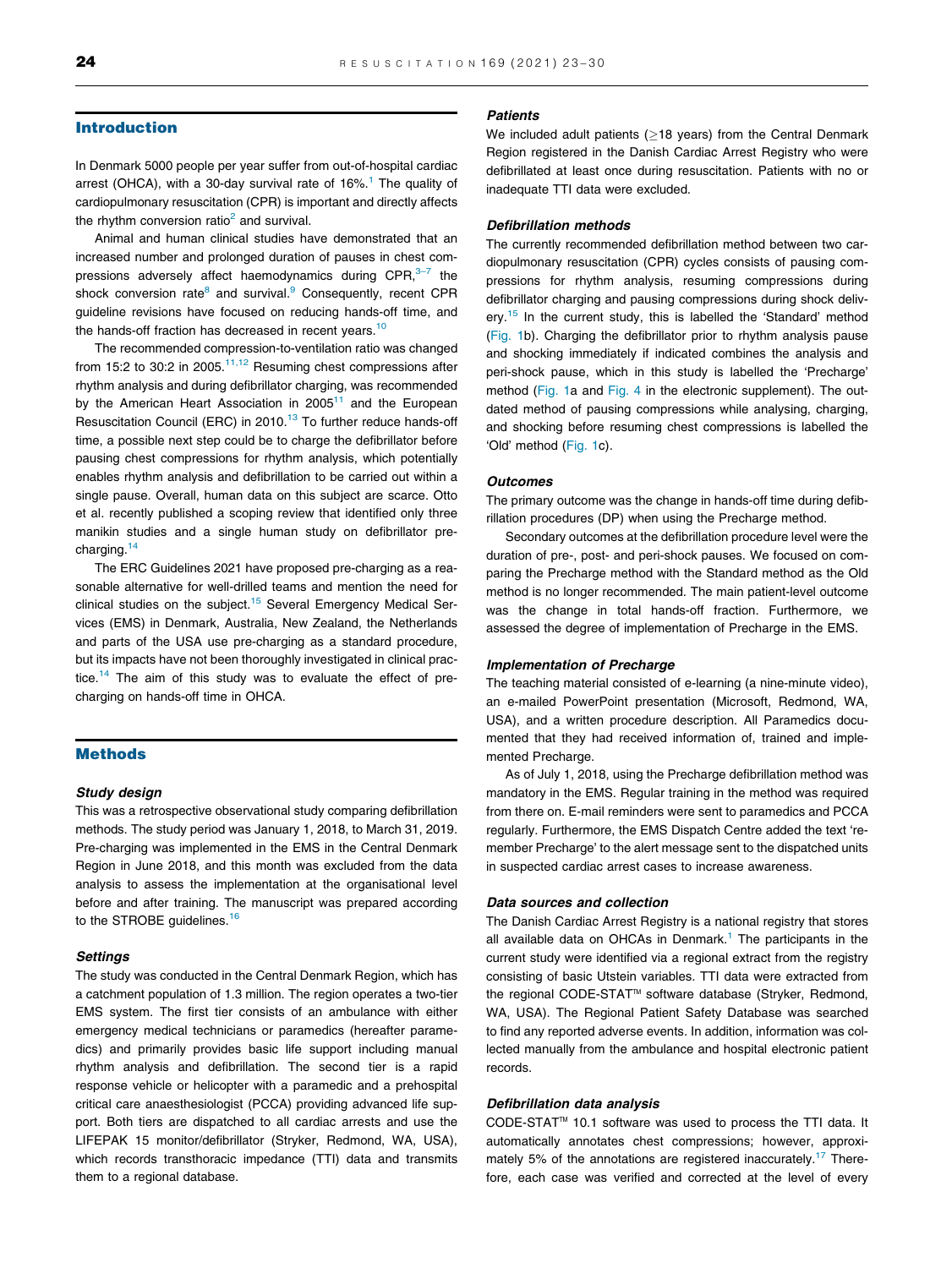## Introduction

In Denmark 5000 people per year suffer from out-of-hospital cardiac arrest (OHCA), with a 30-day survival rate of 16%.[1] The quality of cardiopulmonary resuscitation (CPR) is important and directly affects the rhythm conversion ratio[2] and survival.

Animal and human clinical studies have demonstrated that an increased number and prolonged duration of pauses in chest compressions adversely affect haemodynamics during CPR,[3–7] the shock conversion rate[8] and survival.[9] Consequently, recent CPR guideline revisions have focused on reducing hands-off time, and the hands-off fraction has decreased in recent years.[10]

The recommended compression-to-ventilation ratio was changed from 15:2 to 30:2 in 2005.[11,12] Resuming chest compressions after rhythm analysis and during defibrillator charging, was recommended by the American Heart Association in 2005[11] and the European Resuscitation Council (ERC) in 2010.[13] To further reduce hands-off time, a possible next step could be to charge the defibrillator before pausing chest compressions for rhythm analysis, which potentially enables rhythm analysis and defibrillation to be carried out within a single pause. Overall, human data on this subject are scarce. Otto et al. recently published a scoping review that identified only three manikin studies and a single human study on defibrillator precharging.[14]

The ERC Guidelines 2021 have proposed pre-charging as a reasonable alternative for well-drilled teams and mention the need for clinical studies on the subject.[15] Several Emergency Medical Services (EMS) in Denmark, Australia, New Zealand, the Netherlands and parts of the USA use pre-charging as a standard procedure, but its impacts have not been thoroughly investigated in clinical practice.[14] The aim of this study was to evaluate the effect of precharging on hands-off time in OHCA.

## Methods

### Study design

This was a retrospective observational study comparing defibrillation methods. The study period was January 1, 2018, to March 31, 2019. Pre-charging was implemented in the EMS in the Central Denmark Region in June 2018, and this month was excluded from the data analysis to assess the implementation at the organisational level before and after training. The manuscript was prepared according to the STROBE guidelines.[16]

### Settings

The study was conducted in the Central Denmark Region, which has a catchment population of 1.3 million. The region operates a two-tier EMS system. The first tier consists of an ambulance with either emergency medical technicians or paramedics (hereafter paramedics) and primarily provides basic life support including manual rhythm analysis and defibrillation. The second tier is a rapid response vehicle or helicopter with a paramedic and a prehospital critical care anaesthesiologist (PCCA) providing advanced life support. Both tiers are dispatched to all cardiac arrests and use the LIFEPAK 15 monitor/defibrillator (Stryker, Redmond, WA, USA), which records transthoracic impedance (TTI) data and transmits them to a regional database.

### Patients

We included adult patients (≥18 years) from the Central Denmark Region registered in the Danish Cardiac Arrest Registry who were defibrillated at least once during resuscitation. Patients with no or inadequate TTI data were excluded.

### Defibrillation methods

The currently recommended defibrillation method between two cardiopulmonary resuscitation (CPR) cycles consists of pausing compressions for rhythm analysis, resuming compressions during defibrillator charging and pausing compressions during shock delivery.[15] In the current study, this is labelled the 'Standard' method (Fig. 1b). Charging the defibrillator prior to rhythm analysis pause and shocking immediately if indicated combines the analysis and peri-shock pause, which in this study is labelled the 'Precharge' method (Fig. 1a and Fig. 4 in the electronic supplement). The outdated method of pausing compressions while analysing, charging, and shocking before resuming chest compressions is labelled the 'Old' method (Fig. 1c).

### Outcomes

The primary outcome was the change in hands-off time during defibrillation procedures (DP) when using the Precharge method.

Secondary outcomes at the defibrillation procedure level were the duration of pre-, post- and peri-shock pauses. We focused on comparing the Precharge method with the Standard method as the Old method is no longer recommended. The main patient-level outcome was the change in total hands-off fraction. Furthermore, we assessed the degree of implementation of Precharge in the EMS.

### Implementation of Precharge

The teaching material consisted of e-learning (a nine-minute video), an e-mailed PowerPoint presentation (Microsoft, Redmond, WA, USA), and a written procedure description. All Paramedics documented that they had received information of, trained and implemented Precharge.

As of July 1, 2018, using the Precharge defibrillation method was mandatory in the EMS. Regular training in the method was required from there on. E-mail reminders were sent to paramedics and PCCA regularly. Furthermore, the EMS Dispatch Centre added the text 'remember Precharge' to the alert message sent to the dispatched units in suspected cardiac arrest cases to increase awareness.

### Data sources and collection

The Danish Cardiac Arrest Registry is a national registry that stores all available data on OHCAs in Denmark.[1] The participants in the current study were identified via a regional extract from the registry consisting of basic Utstein variables. TTI data were extracted from the regional CODE-STAT™ software database (Stryker, Redmond, WA, USA). The Regional Patient Safety Database was searched to find any reported adverse events. In addition, information was collected manually from the ambulance and hospital electronic patient records.

### Defibrillation data analysis

CODE-STAT™ 10.1 software was used to process the TTI data. It automatically annotates chest compressions; however, approximately 5% of the annotations are registered inaccurately.[17] Therefore, each case was verified and corrected at the level of every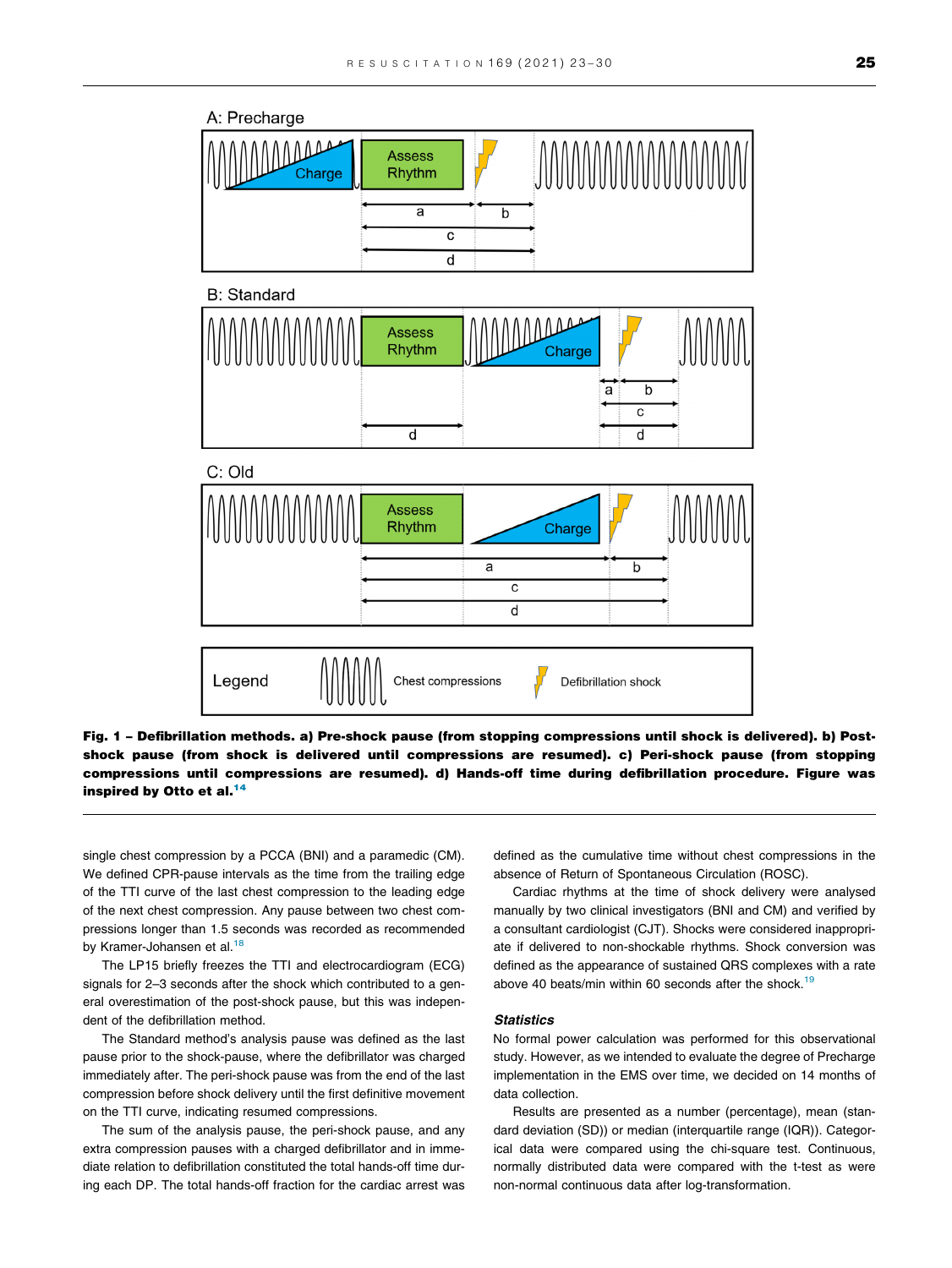Fig. 1 – Defibrillation methods. a) Pre-shock pause (from stopping compressions until shock is delivered). b) Post-shock pause (from shock is delivered until compressions are resumed). c) Peri-shock pause (from stopping compressions until compressions are resumed). d) Hands-off time during defibrillation procedure. Figure was inspired by Otto et al.[14]

single chest compression by a PCCA (BNI) and a paramedic (CM). We defined CPR-pause intervals as the time from the trailing edge of the TTI curve of the last chest compression to the leading edge of the next chest compression. Any pause between two chest compressions longer than 1.5 seconds was recorded as recommended by Kramer-Johansen et al.[18]

The LP15 briefly freezes the TTI and electrocardiogram (ECG) signals for 2–3 seconds after the shock which contributed to a general overestimation of the post-shock pause, but this was independent of the defibrillation method.

The Standard method's analysis pause was defined as the last pause prior to the shock-pause, where the defibrillator was charged immediately after. The peri-shock pause was from the end of the last compression before shock delivery until the first definitive movement on the TTI curve, indicating resumed compressions.

The sum of the analysis pause, the peri-shock pause, and any extra compression pauses with a charged defibrillator and in immediate relation to defibrillation constituted the total hands-off time during each DP. The total hands-off fraction for the cardiac arrest was defined as the cumulative time without chest compressions in the absence of Return of Spontaneous Circulation (ROSC).

Cardiac rhythms at the time of shock delivery were analysed manually by two clinical investigators (BNI and CM) and verified by a consultant cardiologist (CJT). Shocks were considered inappropriate if delivered to non-shockable rhythms. Shock conversion was defined as the appearance of sustained QRS complexes with a rate above 40 beats/min within 60 seconds after the shock.[19]

### Statistics

No formal power calculation was performed for this observational study. However, as we intended to evaluate the degree of Precharge implementation in the EMS over time, we decided on 14 months of data collection.

Results are presented as a number (percentage), mean (standard deviation (SD)) or median (interquartile range (IQR)). Categorical data were compared using the chi-square test. Continuous, normally distributed data were compared with the t-test as were non-normal continuous data after log-transformation.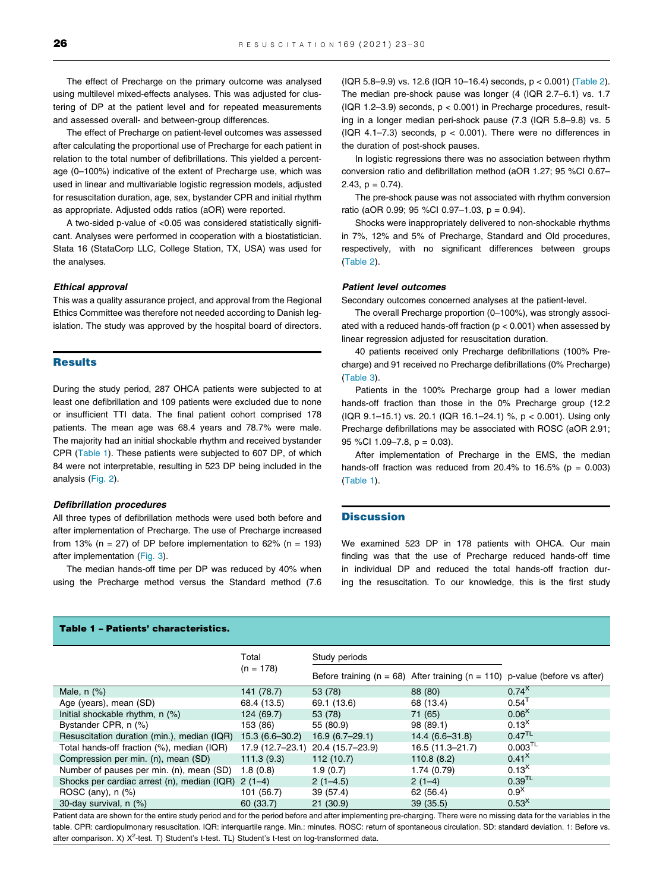The effect of Precharge on the primary outcome was analysed using multilevel mixed-effects analyses. This was adjusted for clustering of DP at the patient level and for repeated measurements and assessed overall- and between-group differences.

The effect of Precharge on patient-level outcomes was assessed after calculating the proportional use of Precharge for each patient in relation to the total number of defibrillations. This yielded a percentage (0–100%) indicative of the extent of Precharge use, which was used in linear and multivariable logistic regression models, adjusted for resuscitation duration, age, sex, bystander CPR and initial rhythm as appropriate. Adjusted odds ratios (aOR) were reported.

A two-sided p-value of <0.05 was considered statistically significant. Analyses were performed in cooperation with a biostatistician. Stata 16 (StataCorp LLC, College Station, TX, USA) was used for the analyses.

### *Ethical approval*

This was a quality assurance project, and approval from the Regional Ethics Committee was therefore not needed according to Danish legislation. The study was approved by the hospital board of directors.

## Results

During the study period, 287 OHCA patients were subjected to at least one defibrillation and 109 patients were excluded due to none or insufficient TTI data. The final patient cohort comprised 178 patients. The mean age was 68.4 years and 78.7% were male. The majority had an initial shockable rhythm and received bystander CPR (Table 1). These patients were subjected to 607 DP, of which 84 were not interpretable, resulting in 523 DP being included in the analysis (Fig. 2).

### *Defibrillation procedures*

All three types of defibrillation methods were used both before and after implementation of Precharge. The use of Precharge increased from 13% (n = 27) of DP before implementation to 62% (n = 193) after implementation (Fig. 3).

The median hands-off time per DP was reduced by 40% when using the Precharge method versus the Standard method (7.6 (IQR 5.8–9.9) vs. 12.6 (IQR 10–16.4) seconds, p < 0.001) (Table 2). The median pre-shock pause was longer (4 (IQR 2.7–6.1) vs. 1.7 (IQR 1.2–3.9) seconds, p < 0.001) in Precharge procedures, resulting in a longer median peri-shock pause (7.3 (IQR 5.8–9.8) vs. 5 (IQR 4.1–7.3) seconds, p < 0.001). There were no differences in the duration of post-shock pauses.

In logistic regressions there was no association between rhythm conversion ratio and defibrillation method (aOR 1.27; 95 %CI 0.67–2.43, p = 0.74).

The pre-shock pause was not associated with rhythm conversion ratio (aOR 0.99; 95 %CI 0.97–1.03, p = 0.94).

Shocks were inappropriately delivered to non-shockable rhythms in 7%, 12% and 5% of Precharge, Standard and Old procedures, respectively, with no significant differences between groups (Table 2).

### *Patient level outcomes*

Secondary outcomes concerned analyses at the patient-level.

The overall Precharge proportion (0–100%), was strongly associated with a reduced hands-off fraction (p < 0.001) when assessed by linear regression adjusted for resuscitation duration.

40 patients received only Precharge defibrillations (100% Precharge) and 91 received no Precharge defibrillations (0% Precharge) (Table 3).

Patients in the 100% Precharge group had a lower median hands-off fraction than those in the 0% Precharge group (12.2 (IQR 9.1–15.1) vs. 20.1 (IQR 16.1–24.1) %, p < 0.001). Using only Precharge defibrillations may be associated with ROSC (aOR 2.91; 95 %CI 1.09–7.8, p = 0.03).

After implementation of Precharge in the EMS, the median hands-off fraction was reduced from 20.4% to 16.5% (p = 0.003) (Table 1).

## Discussion

We examined 523 DP in 178 patients with OHCA. Our main finding was that the use of Precharge reduced hands-off time in individual DP and reduced the total hands-off fraction during the resuscitation. To our knowledge, this is the first study

**Table 1 – Patients' characteristics.**

| | Total (n = 178) | Study periods | | |
|---|---|---|---|---|
| | | Before training (n = 68) | After training (n = 110) | p-value (before vs after) |
| Male, n (%) | 141 (78.7) | 53 (78) | 88 (80) | 0.74[X] |
| Age (years), mean (SD) | 68.4 (13.5) | 69.1 (13.6) | 68 (13.4) | 0.54[T] |
| Initial shockable rhythm, n (%) | 124 (69.7) | 53 (78) | 71 (65) | 0.06[X] |
| Bystander CPR, n (%) | 153 (86) | 55 (80.9) | 98 (89.1) | 0.13[X] |
| Resuscitation duration (min.), median (IQR) | 15.3 (6.6–30.2) | 16.9 (6.7–29.1) | 14.4 (6.6–31.8) | 0.47[TL] |
| Total hands-off fraction (%), median (IQR) | 17.9 (12.7–23.1) | 20.4 (15.7–23.9) | 16.5 (11.3–21.7) | 0.003[TL] |
| Compression per min. (n), mean (SD) | 111.3 (9.3) | 112 (10.7) | 110.8 (8.2) | 0.41[X] |
| Number of pauses per min. (n), mean (SD) | 1.8 (0.8) | 1.9 (0.7) | 1.74 (0.79) | 0.13[X] |
| Shocks per cardiac arrest (n), median (IQR) | 2 (1–4) | 2 (1–4.5) | 2 (1–4) | 0.39[TL] |
| ROSC (any), n (%) | 101 (56.7) | 39 (57.4) | 62 (56.4) | 0.9[X] |
| 30-day survival, n (%) | 60 (33.7) | 21 (30.9) | 39 (35.5) | 0.53[X] |

Patient data are shown for the entire study period and for the period before and after implementing pre-charging. There were no missing data for the variables in the table. CPR: cardiopulmonary resuscitation. IQR: interquartile range. Min.: minutes. ROSC: return of spontaneous circulation. SD: standard deviation. 1: Before vs. after comparison. X) $X^2$-test. T) Student's t-test. TL) Student's t-test on log-transformed data.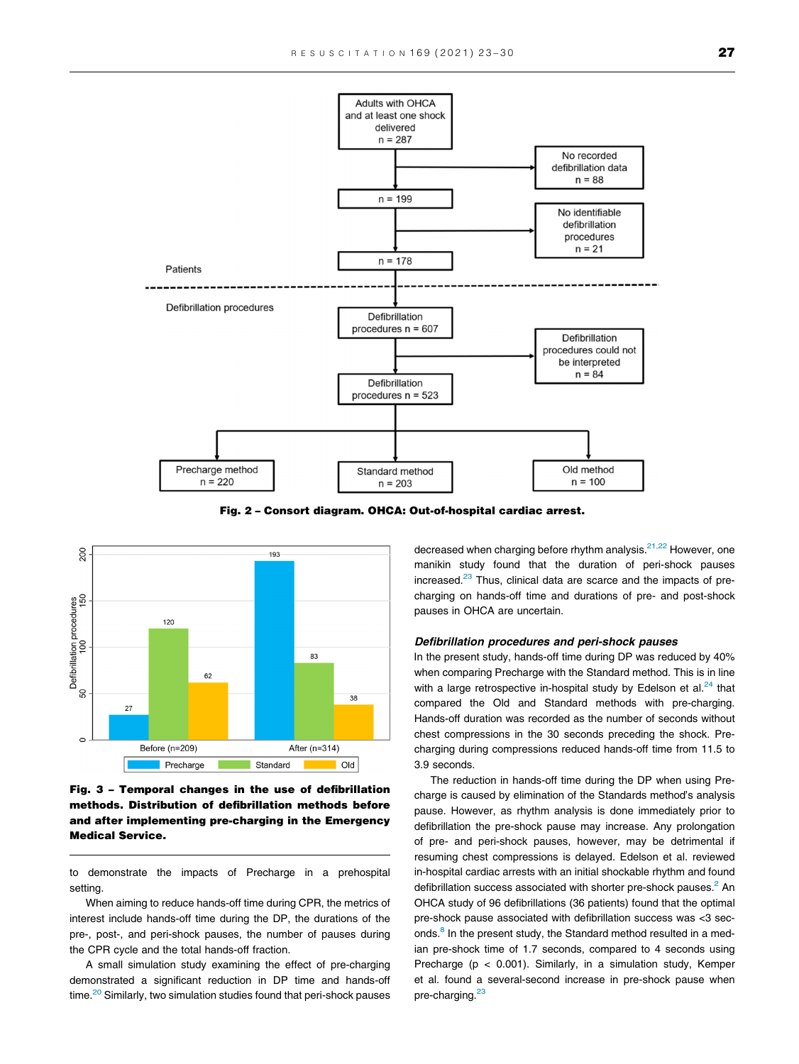Fig. 2 – Consort diagram. OHCA: Out-of-hospital cardiac arrest.

Fig. 3 – Temporal changes in the use of defibrillation methods. Distribution of defibrillation methods before and after implementing pre-charging in the Emergency Medical Service.

to demonstrate the impacts of Precharge in a prehospital setting.

When aiming to reduce hands-off time during CPR, the metrics of interest include hands-off time during the DP, the durations of the pre-, post-, and peri-shock pauses, the number of pauses during the CPR cycle and the total hands-off fraction.

A small simulation study examining the effect of pre-charging demonstrated a significant reduction in DP time and hands-off time.[20] Similarly, two simulation studies found that peri-shock pauses decreased when charging before rhythm analysis.[21,22] However, one manikin study found that the duration of peri-shock pauses increased.[23] Thus, clinical data are scarce and the impacts of pre-charging on hands-off time and durations of pre- and post-shock pauses in OHCA are uncertain.

### *Defibrillation procedures and peri-shock pauses*

In the present study, hands-off time during DP was reduced by 40% when comparing Precharge with the Standard method. This is in line with a large retrospective in-hospital study by Edelson et al.[24] that compared the Old and Standard methods with pre-charging. Hands-off duration was recorded as the number of seconds without chest compressions in the 30 seconds preceding the shock. Pre-charging during compressions reduced hands-off time from 11.5 to 3.9 seconds.

The reduction in hands-off time during the DP when using Precharge is caused by elimination of the Standards method's analysis pause. However, as rhythm analysis is done immediately prior to defibrillation the pre-shock pause may increase. Any prolongation of pre- and peri-shock pauses, however, may be detrimental if resuming chest compressions is delayed. Edelson et al. reviewed in-hospital cardiac arrests with an initial shockable rhythm and found defibrillation success associated with shorter pre-shock pauses.[2] An OHCA study of 96 defibrillations (36 patients) found that the optimal pre-shock pause associated with defibrillation success was <3 seconds.[8] In the present study, the Standard method resulted in a median pre-shock time of 1.7 seconds, compared to 4 seconds using Precharge ($p < 0.001$). Similarly, in a simulation study, Kemper et al. found a several-second increase in pre-shock pause when pre-charging.[23]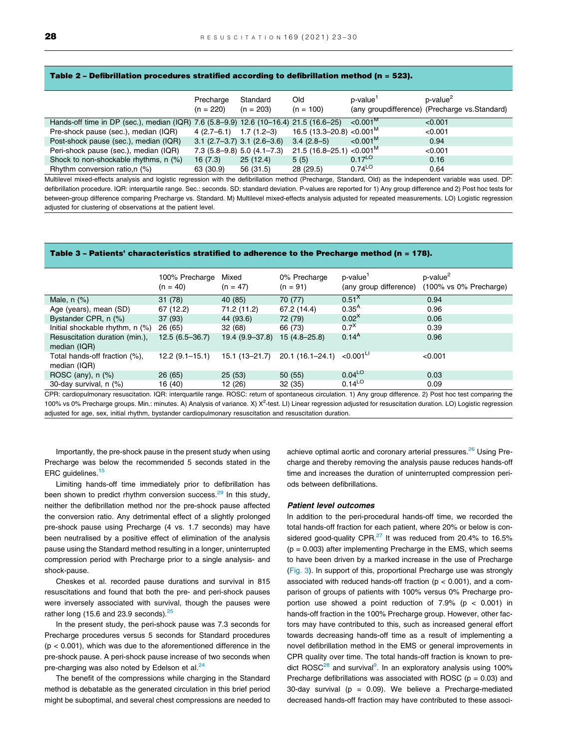**Table 2 – Defibrillation procedures stratified according to defibrillation method (n = 523).**

| | Precharge (n = 220) | Standard (n = 203) | Old (n = 100) | p-value[1] (any groupdifference) | p-value[2] (Precharge vs.Standard) |
|---|---|---|---|---|---|
| Hands-off time in DP (sec.), median (IQR) | 7.6 (5.8–9.9) | 12.6 (10–16.4) | 21.5 (16.6–25) | <0.001[M] | <0.001 |
| Pre-shock pause (sec.), median (IQR) | 4 (2.7–6.1) | 1.7 (1.2–3) | 16.5 (13.3–20.8) | <0.001[M] | <0.001 |
| Post-shock pause (sec.), median (IQR) | 3.1 (2.7–3.7) | 3.1 (2.6–3.6) | 3.4 (2.8–5) | <0.001[M] | 0.94 |
| Peri-shock pause (sec.), median (IQR) | 7.3 (5.8–9.8) | 5.0 (4.1–7.3) | 21.5 (16.8–25.1) | <0.001[M] | <0.001 |
| Shock to non-shockable rhythms, n (%) | 16 (7.3) | 25 (12.4) | 5 (5) | 0.17[LO] | 0.16 |
| Rhythm conversion ratio,n (%) | 63 (30.9) | 56 (31.5) | 28 (29.5) | 0.74[LO] | 0.64 |

Multilevel mixed-effects analysis and logistic regression with the defibrillation method (Precharge, Standard, Old) as the independent variable was used. DP: defibrillation procedure. IQR: interquartile range. Sec.: seconds. SD: standard deviation. P-values are reported for 1) Any group difference and 2) Post hoc tests for between-group difference comparing Precharge vs. Standard. M) Multilevel mixed-effects analysis adjusted for repeated measurements. LO) Logistic regression adjusted for clustering of observations at the patient level.

**Table 3 – Patients' characteristics stratified to adherence to the Precharge method (n = 178).**

| | 100% Precharge (n = 40) | Mixed (n = 47) | 0% Precharge (n = 91) | p-value[1] (any group difference) | p-value[2] (100% vs 0% Precharge) |
|---|---|---|---|---|---|
| Male, n (%) | 31 (78) | 40 (85) | 70 (77) | 0.51[X] | 0.94 |
| Age (years), mean (SD) | 67 (12.2) | 71.2 (11.2) | 67.2 (14.4) | 0.35[A] | 0.96 |
| Bystander CPR, n (%) | 37 (93) | 44 (93.6) | 72 (79) | 0.02[X] | 0.06 |
| Initial shockable rhythm, n (%) | 26 (65) | 32 (68) | 66 (73) | 0.7[X] | 0.39 |
| Resuscitation duration (min.), median (IQR) | 12.5 (6.5–36.7) | 19.4 (9.9–37.8) | 15 (4.8–25.8) | 0.14[A] | 0.96 |
| Total hands-off fraction (%), median (IQR) | 12.2 (9.1–15.1) | 15.1 (13–21.7) | 20.1 (16.1–24.1) | <0.001[LI] | <0.001 |
| ROSC (any), n (%) | 26 (65) | 25 (53) | 50 (55) | 0.04[LO] | 0.03 |
| 30-day survival, n (%) | 16 (40) | 12 (26) | 32 (35) | 0.14[LO] | 0.09 |

CPR: cardiopulmonary resuscitation. IQR: interquartile range. ROSC: return of spontaneous circulation. 1) Any group difference. 2) Post hoc test comparing the 100% vs 0% Precharge groups. Min.: minutes. A) Analysis of variance. X) $X^2$-test. LI) Linear regression adjusted for resuscitation duration. LO) Logistic regression adjusted for age, sex, initial rhythm, bystander cardiopulmonary resuscitation and resuscitation duration.

Importantly, the pre-shock pause in the present study when using Precharge was below the recommended 5 seconds stated in the ERC guidelines.[15]

Limiting hands-off time immediately prior to defibrillation has been shown to predict rhythm conversion success.[29] In this study, neither the defibrillation method nor the pre-shock pause affected the conversion ratio. Any detrimental effect of a slightly prolonged pre-shock pause using Precharge (4 vs. 1.7 seconds) may have been neutralised by a positive effect of elimination of the analysis pause using the Standard method resulting in a longer, uninterrupted compression period with Precharge prior to a single analysis- and shock-pause.

Cheskes et al. recorded pause durations and survival in 815 resuscitations and found that both the pre- and peri-shock pauses were inversely associated with survival, though the pauses were rather long (15.6 and 23.9 seconds).[25]

In the present study, the peri-shock pause was 7.3 seconds for Precharge procedures versus 5 seconds for Standard procedures ($p < 0.001$), which was due to the aforementioned difference in the pre-shock pause. A peri-shock pause increase of two seconds when pre-charging was also noted by Edelson et al.[24]

The benefit of the compressions while charging in the Standard method is debatable as the generated circulation in this brief period might be suboptimal, and several chest compressions are needed to achieve optimal aortic and coronary arterial pressures.[26] Using Precharge and thereby removing the analysis pause reduces hands-off time and increases the duration of uninterrupted compression periods between defibrillations.

### *Patient level outcomes*

In addition to the peri-procedural hands-off time, we recorded the total hands-off fraction for each patient, where 20% or below is considered good-quality CPR.[27] It was reduced from 20.4% to 16.5% ($p = 0.003$) after implementing Precharge in the EMS, which seems to have been driven by a marked increase in the use of Precharge (Fig. 3). In support of this, proportional Precharge use was strongly associated with reduced hands-off fraction ($p < 0.001$), and a comparison of groups of patients with 100% versus 0% Precharge proportion use showed a point reduction of 7.9% ($p < 0.001$) in hands-off fraction in the 100% Precharge group. However, other factors may have contributed to this, such as increased general effort towards decreasing hands-off time as a result of implementing a novel defibrillation method in the EMS or general improvements in CPR quality over time. The total hands-off fraction is known to predict ROSC[28] and survival[9]. In an exploratory analysis using 100% Precharge defibrillations was associated with ROSC ($p = 0.03$) and 30-day survival ($p = 0.09$). We believe a Precharge-mediated decreased hands-off fraction may have contributed to these associ-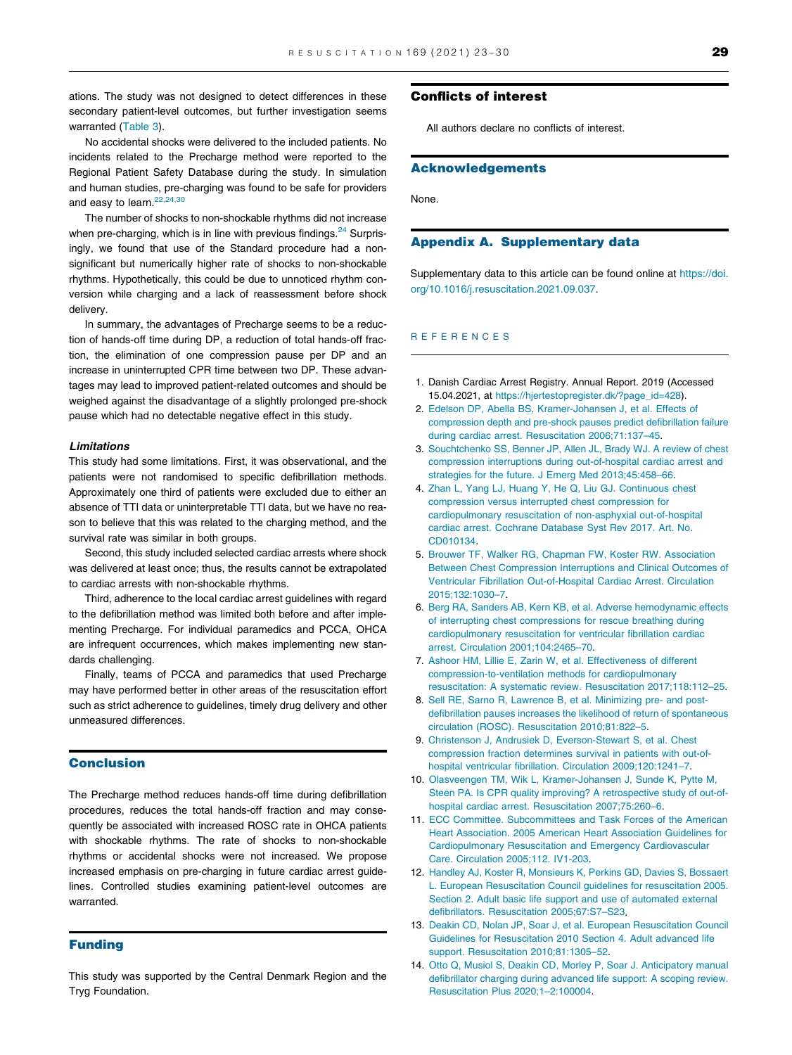ations. The study was not designed to detect differences in these secondary patient-level outcomes, but further investigation seems warranted (Table 3).

No accidental shocks were delivered to the included patients. No incidents related to the Precharge method were reported to the Regional Patient Safety Database during the study. In simulation and human studies, pre-charging was found to be safe for providers and easy to learn.[22,24,30]

The number of shocks to non-shockable rhythms did not increase when pre-charging, which is in line with previous findings.[24] Surprisingly, we found that use of the Standard procedure had a non-significant but numerically higher rate of shocks to non-shockable rhythms. Hypothetically, this could be due to unnoticed rhythm conversion while charging and a lack of reassessment before shock delivery.

In summary, the advantages of Precharge seems to be a reduction of hands-off time during DP, a reduction of total hands-off fraction, the elimination of one compression pause per DP and an increase in uninterrupted CPR time between two DP. These advantages may lead to improved patient-related outcomes and should be weighed against the disadvantage of a slightly prolonged pre-shock pause which had no detectable negative effect in this study.

### *Limitations*

This study had some limitations. First, it was observational, and the patients were not randomised to specific defibrillation methods. Approximately one third of patients were excluded due to either an absence of TTI data or uninterpretable TTI data, but we have no reason to believe that this was related to the charging method, and the survival rate was similar in both groups.

Second, this study included selected cardiac arrests where shock was delivered at least once; thus, the results cannot be extrapolated to cardiac arrests with non-shockable rhythms.

Third, adherence to the local cardiac arrest guidelines with regard to the defibrillation method was limited both before and after implementing Precharge. For individual paramedics and PCCA, OHCA are infrequent occurrences, which makes implementing new standards challenging.

Finally, teams of PCCA and paramedics that used Precharge may have performed better in other areas of the resuscitation effort such as strict adherence to guidelines, timely drug delivery and other unmeasured differences.

## Conclusion

The Precharge method reduces hands-off time during defibrillation procedures, reduces the total hands-off fraction and may consequently be associated with increased ROSC rate in OHCA patients with shockable rhythms. The rate of shocks to non-shockable rhythms or accidental shocks were not increased. We propose increased emphasis on pre-charging in future cardiac arrest guidelines. Controlled studies examining patient-level outcomes are warranted.

## Funding

This study was supported by the Central Denmark Region and the Tryg Foundation.

## Conflicts of interest

All authors declare no conflicts of interest.

## Acknowledgements

None.

## Appendix A. Supplementary data

Supplementary data to this article can be found online at https://doi.org/10.1016/j.resuscitation.2021.09.037.

## REFERENCES

1. Danish Cardiac Arrest Registry. Annual Report. 2019 (Accessed 15.04.2021, at https://hjertestopregister.dk/?page_id=428).
2. Edelson DP, Abella BS, Kramer-Johansen J, et al. Effects of compression depth and pre-shock pauses predict defibrillation failure during cardiac arrest. Resuscitation 2006;71:137–45.
3. Souchtchenko SS, Benner JP, Allen JL, Brady WJ. A review of chest compression interruptions during out-of-hospital cardiac arrest and strategies for the future. J Emerg Med 2013;45:458–66.
4. Zhan L, Yang LJ, Huang Y, He Q, Liu GJ. Continuous chest compression versus interrupted chest compression for cardiopulmonary resuscitation of non-asphyxial out-of-hospital cardiac arrest. Cochrane Database Syst Rev 2017. Art. No. CD010134.
5. Brouwer TF, Walker RG, Chapman FW, Koster RW. Association Between Chest Compression Interruptions and Clinical Outcomes of Ventricular Fibrillation Out-of-Hospital Cardiac Arrest. Circulation 2015;132:1030–7.
6. Berg RA, Sanders AB, Kern KB, et al. Adverse hemodynamic effects of interrupting chest compressions for rescue breathing during cardiopulmonary resuscitation for ventricular fibrillation cardiac arrest. Circulation 2001;104:2465–70.
7. Ashoor HM, Lillie E, Zarin W, et al. Effectiveness of different compression-to-ventilation methods for cardiopulmonary resuscitation: A systematic review. Resuscitation 2017;118:112–25.
8. Sell RE, Sarno R, Lawrence B, et al. Minimizing pre- and post-defibrillation pauses increases the likelihood of return of spontaneous circulation (ROSC). Resuscitation 2010;81:822–5.
9. Christenson J, Andrusiek D, Everson-Stewart S, et al. Chest compression fraction determines survival in patients with out-of-hospital ventricular fibrillation. Circulation 2009;120:1241–7.
10. Olasveengen TM, Wik L, Kramer-Johansen J, Sunde K, Pytte M, Steen PA. Is CPR quality improving? A retrospective study of out-of-hospital cardiac arrest. Resuscitation 2007;75:260–6.
11. ECC Committee. Subcommittees and Task Forces of the American Heart Association. 2005 American Heart Association Guidelines for Cardiopulmonary Resuscitation and Emergency Cardiovascular Care. Circulation 2005;112. IV1-203.
12. Handley AJ, Koster R, Monsieurs K, Perkins GD, Davies S, Bossaert L. European Resuscitation Council guidelines for resuscitation 2005. Section 2. Adult basic life support and use of automated external defibrillators. Resuscitation 2005;67:S7–S23.
13. Deakin CD, Nolan JP, Soar J, et al. European Resuscitation Council Guidelines for Resuscitation 2010 Section 4. Adult advanced life support. Resuscitation 2010;81:1305–52.
14. Otto Q, Musiol S, Deakin CD, Morley P, Soar J. Anticipatory manual defibrillator charging during advanced life support: A scoping review. Resuscitation Plus 2020;1–2:100004.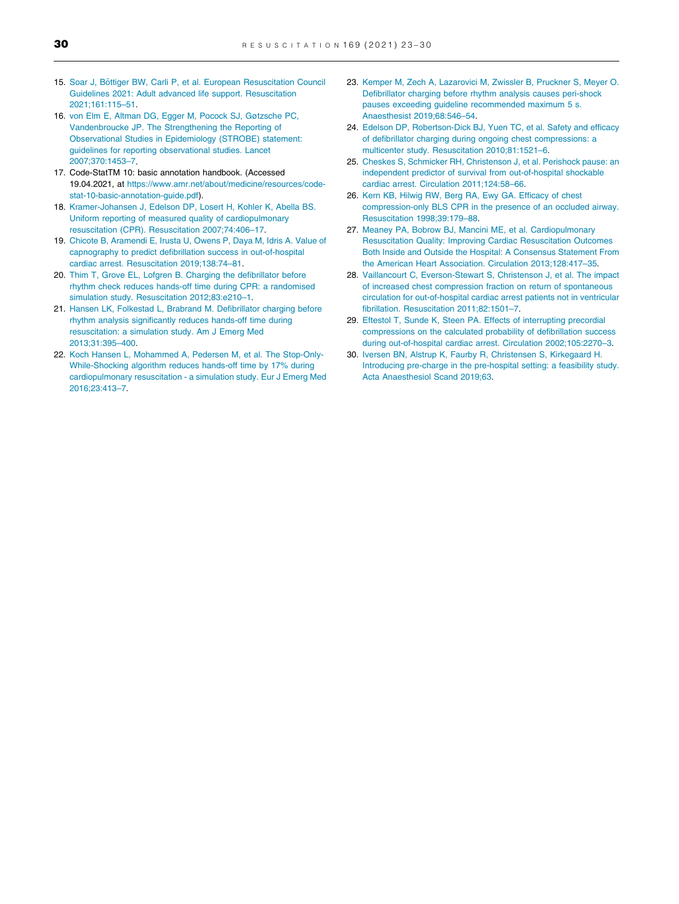15. Soar J, Böttiger BW, Carli P, et al. European Resuscitation Council Guidelines 2021: Adult advanced life support. Resuscitation 2021;161:115–51.
16. von Elm E, Altman DG, Egger M, Pocock SJ, Gøtzsche PC, Vandenbroucke JP. The Strengthening the Reporting of Observational Studies in Epidemiology (STROBE) statement: guidelines for reporting observational studies. Lancet 2007;370:1453–7.
17. Code-StatTM 10: basic annotation handbook. (Accessed 19.04.2021, at https://www.amr.net/about/medicine/resources/code-stat-10-basic-annotation-guide.pdf).
18. Kramer-Johansen J, Edelson DP, Losert H, Kohler K, Abella BS. Uniform reporting of measured quality of cardiopulmonary resuscitation (CPR). Resuscitation 2007;74:406–17.
19. Chicote B, Aramendi E, Irusta U, Owens P, Daya M, Idris A. Value of capnography to predict defibrillation success in out-of-hospital cardiac arrest. Resuscitation 2019;138:74–81.
20. Thim T, Grove EL, Lofgren B. Charging the defibrillator before rhythm check reduces hands-off time during CPR: a randomised simulation study. Resuscitation 2012;83:e210–1.
21. Hansen LK, Folkestad L, Brabrand M. Defibrillator charging before rhythm analysis significantly reduces hands-off time during resuscitation: a simulation study. Am J Emerg Med 2013;31:395–400.
22. Koch Hansen L, Mohammed A, Pedersen M, et al. The Stop-Only-While-Shocking algorithm reduces hands-off time by 17% during cardiopulmonary resuscitation - a simulation study. Eur J Emerg Med 2016;23:413–7.
23. Kemper M, Zech A, Lazarovici M, Zwissler B, Pruckner S, Meyer O. Defibrillator charging before rhythm analysis causes peri-shock pauses exceeding guideline recommended maximum 5 s. Anaesthesist 2019;68:546–54.
24. Edelson DP, Robertson-Dick BJ, Yuen TC, et al. Safety and efficacy of defibrillator charging during ongoing chest compressions: a multicenter study. Resuscitation 2010;81:1521–6.
25. Cheskes S, Schmicker RH, Christenson J, et al. Perishock pause: an independent predictor of survival from out-of-hospital shockable cardiac arrest. Circulation 2011;124:58–66.
26. Kern KB, Hilwig RW, Berg RA, Ewy GA. Efficacy of chest compression-only BLS CPR in the presence of an occluded airway. Resuscitation 1998;39:179–88.
27. Meaney PA, Bobrow BJ, Mancini ME, et al. Cardiopulmonary Resuscitation Quality: Improving Cardiac Resuscitation Outcomes Both Inside and Outside the Hospital: A Consensus Statement From the American Heart Association. Circulation 2013;128:417–35.
28. Vaillancourt C, Everson-Stewart S, Christenson J, et al. The impact of increased chest compression fraction on return of spontaneous circulation for out-of-hospital cardiac arrest patients not in ventricular fibrillation. Resuscitation 2011;82:1501–7.
29. Eftestol T, Sunde K, Steen PA. Effects of interrupting precordial compressions on the calculated probability of defibrillation success during out-of-hospital cardiac arrest. Circulation 2002;105:2270–3.
30. Iversen BN, Alstrup K, Faurby R, Christensen S, Kirkegaard H. Introducing pre-charge in the pre-hospital setting: a feasibility study. Acta Anaesthesiol Scand 2019;63.